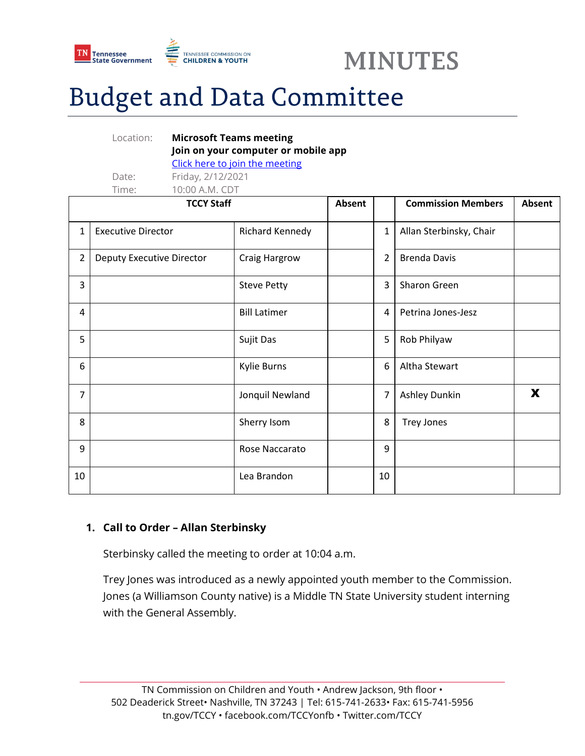MINUTES

# Budget and Data Committee

Location: **Microsoft Teams meeting**
**Join on your computer or mobile app**
[Click here to join the meeting]

Date: Friday, 2/12/2021

Time: 10:00 A.M. CDT

| TCCY Staff | | | Absent | | Commission Members | Absent |
|---|---|---|---|---|---|---|
| 1 | Executive Director | Richard Kennedy | | 1 | Allan Sterbinsky, Chair | |
| 2 | Deputy Executive Director | Craig Hargrow | | 2 | Brenda Davis | |
| 3 | | Steve Petty | | 3 | Sharon Green | |
| 4 | | Bill Latimer | | 4 | Petrina Jones-Jesz | |
| 5 | | Sujit Das | | 5 | Rob Philyaw | |
| 6 | | Kylie Burns | | 6 | Altha Stewart | |
| 7 | | Jonquil Newland | | 7 | Ashley Dunkin | X |
| 8 | | Sherry Isom | | 8 | Trey Jones | |
| 9 | | Rose Naccarato | | 9 | | |
| 10 | | Lea Brandon | | 10 | | |

1. **Call to Order – Allan Sterbinsky**

   Sterbinsky called the meeting to order at 10:04 a.m.

   Trey Jones was introduced as a newly appointed youth member to the Commission. Jones (a Williamson County native) is a Middle TN State University student interning with the General Assembly.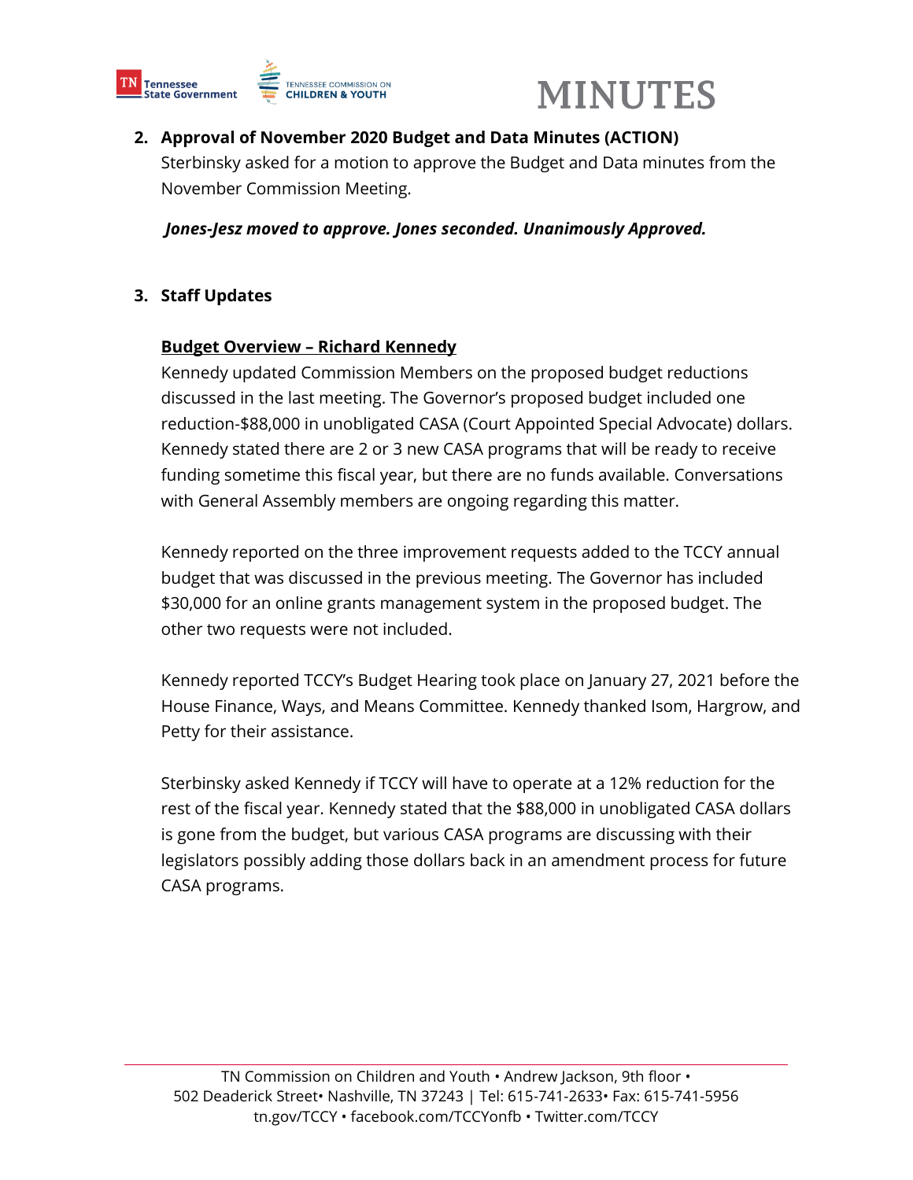2. **Approval of November 2020 Budget and Data Minutes (ACTION)**
   Sterbinsky asked for a motion to approve the Budget and Data minutes from the November Commission Meeting.

   ***Jones-Jesz moved to approve. Jones seconded. Unanimously Approved.***

3. **Staff Updates**

   **<u>Budget Overview – Richard Kennedy</u>**

   Kennedy updated Commission Members on the proposed budget reductions discussed in the last meeting. The Governor's proposed budget included one reduction-$88,000 in unobligated CASA (Court Appointed Special Advocate) dollars. Kennedy stated there are 2 or 3 new CASA programs that will be ready to receive funding sometime this fiscal year, but there are no funds available. Conversations with General Assembly members are ongoing regarding this matter.

   Kennedy reported on the three improvement requests added to the TCCY annual budget that was discussed in the previous meeting. The Governor has included $30,000 for an online grants management system in the proposed budget. The other two requests were not included.

   Kennedy reported TCCY's Budget Hearing took place on January 27, 2021 before the House Finance, Ways, and Means Committee. Kennedy thanked Isom, Hargrow, and Petty for their assistance.

   Sterbinsky asked Kennedy if TCCY will have to operate at a 12% reduction for the rest of the fiscal year. Kennedy stated that the $88,000 in unobligated CASA dollars is gone from the budget, but various CASA programs are discussing with their legislators possibly adding those dollars back in an amendment process for future CASA programs.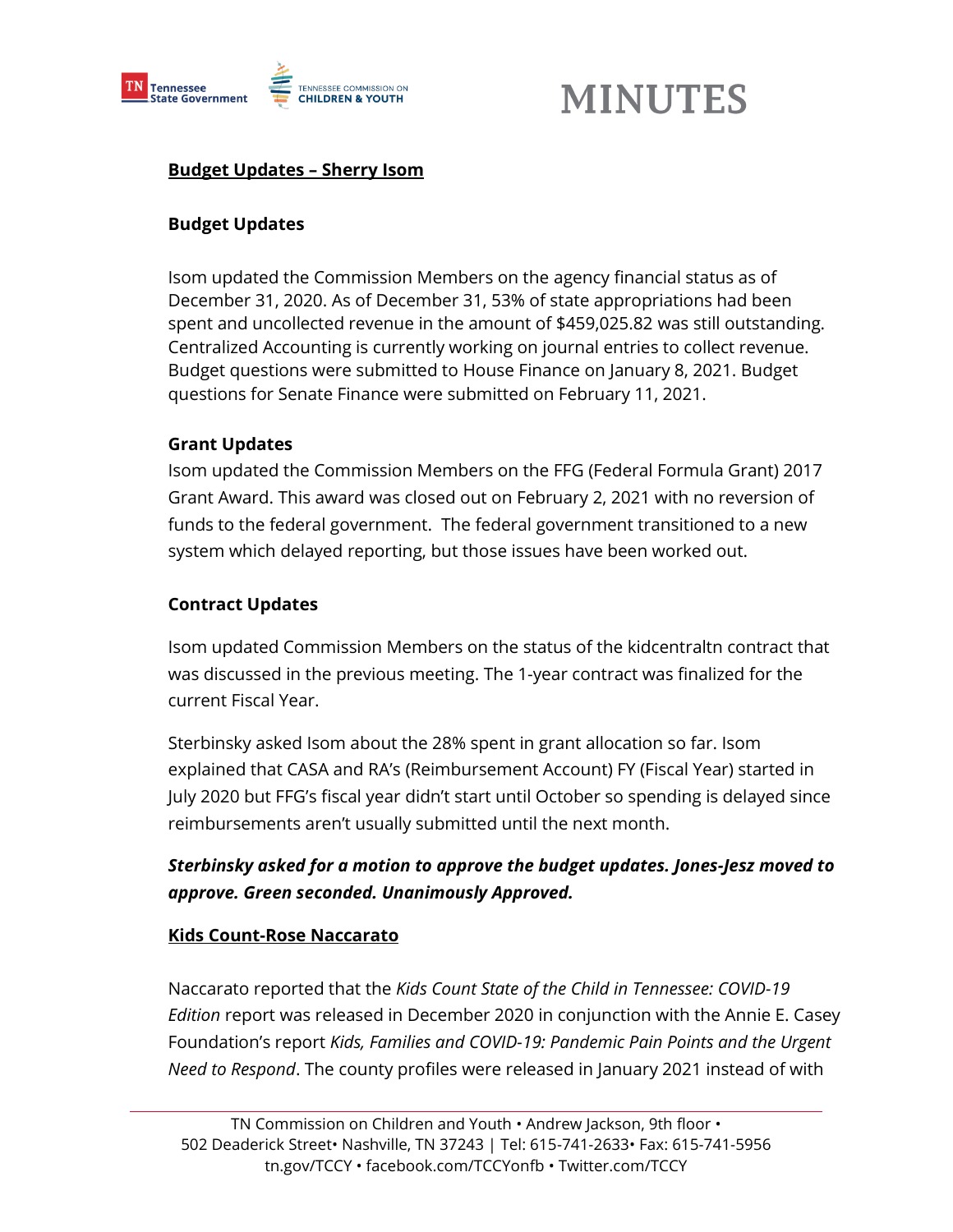**Budget Updates – Sherry Isom**

**Budget Updates**

Isom updated the Commission Members on the agency financial status as of December 31, 2020. As of December 31, 53% of state appropriations had been spent and uncollected revenue in the amount of $459,025.82 was still outstanding. Centralized Accounting is currently working on journal entries to collect revenue. Budget questions were submitted to House Finance on January 8, 2021. Budget questions for Senate Finance were submitted on February 11, 2021.

**Grant Updates**

Isom updated the Commission Members on the FFG (Federal Formula Grant) 2017 Grant Award. This award was closed out on February 2, 2021 with no reversion of funds to the federal government. The federal government transitioned to a new system which delayed reporting, but those issues have been worked out.

**Contract Updates**

Isom updated Commission Members on the status of the kidcentraltn contract that was discussed in the previous meeting. The 1-year contract was finalized for the current Fiscal Year.

Sterbinsky asked Isom about the 28% spent in grant allocation so far. Isom explained that CASA and RA's (Reimbursement Account) FY (Fiscal Year) started in July 2020 but FFG's fiscal year didn't start until October so spending is delayed since reimbursements aren't usually submitted until the next month.

***Sterbinsky asked for a motion to approve the budget updates. Jones-Jesz moved to approve. Green seconded. Unanimously Approved.***

**Kids Count-Rose Naccarato**

Naccarato reported that the *Kids Count State of the Child in Tennessee: COVID-19 Edition* report was released in December 2020 in conjunction with the Annie E. Casey Foundation's report *Kids, Families and COVID-19: Pandemic Pain Points and the Urgent Need to Respond*. The county profiles were released in January 2021 instead of with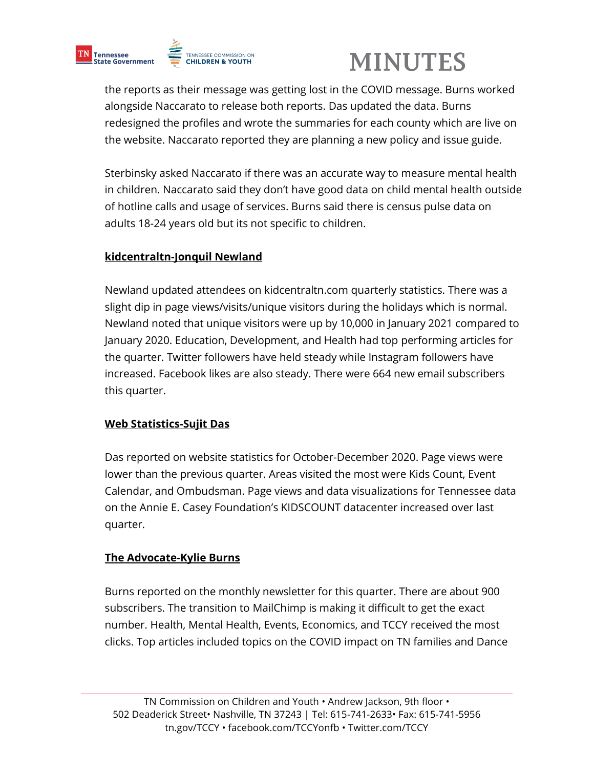the reports as their message was getting lost in the COVID message. Burns worked alongside Naccarato to release both reports. Das updated the data. Burns redesigned the profiles and wrote the summaries for each county which are live on the website. Naccarato reported they are planning a new policy and issue guide.

Sterbinsky asked Naccarato if there was an accurate way to measure mental health in children. Naccarato said they don't have good data on child mental health outside of hotline calls and usage of services. Burns said there is census pulse data on adults 18-24 years old but its not specific to children.

**kidcentraltn-Jonquil Newland**

Newland updated attendees on kidcentraltn.com quarterly statistics. There was a slight dip in page views/visits/unique visitors during the holidays which is normal. Newland noted that unique visitors were up by 10,000 in January 2021 compared to January 2020. Education, Development, and Health had top performing articles for the quarter. Twitter followers have held steady while Instagram followers have increased. Facebook likes are also steady. There were 664 new email subscribers this quarter.

**Web Statistics-Sujit Das**

Das reported on website statistics for October-December 2020. Page views were lower than the previous quarter. Areas visited the most were Kids Count, Event Calendar, and Ombudsman. Page views and data visualizations for Tennessee data on the Annie E. Casey Foundation's KIDSCOUNT datacenter increased over last quarter.

**The Advocate-Kylie Burns**

Burns reported on the monthly newsletter for this quarter. There are about 900 subscribers. The transition to MailChimp is making it difficult to get the exact number. Health, Mental Health, Events, Economics, and TCCY received the most clicks. Top articles included topics on the COVID impact on TN families and Dance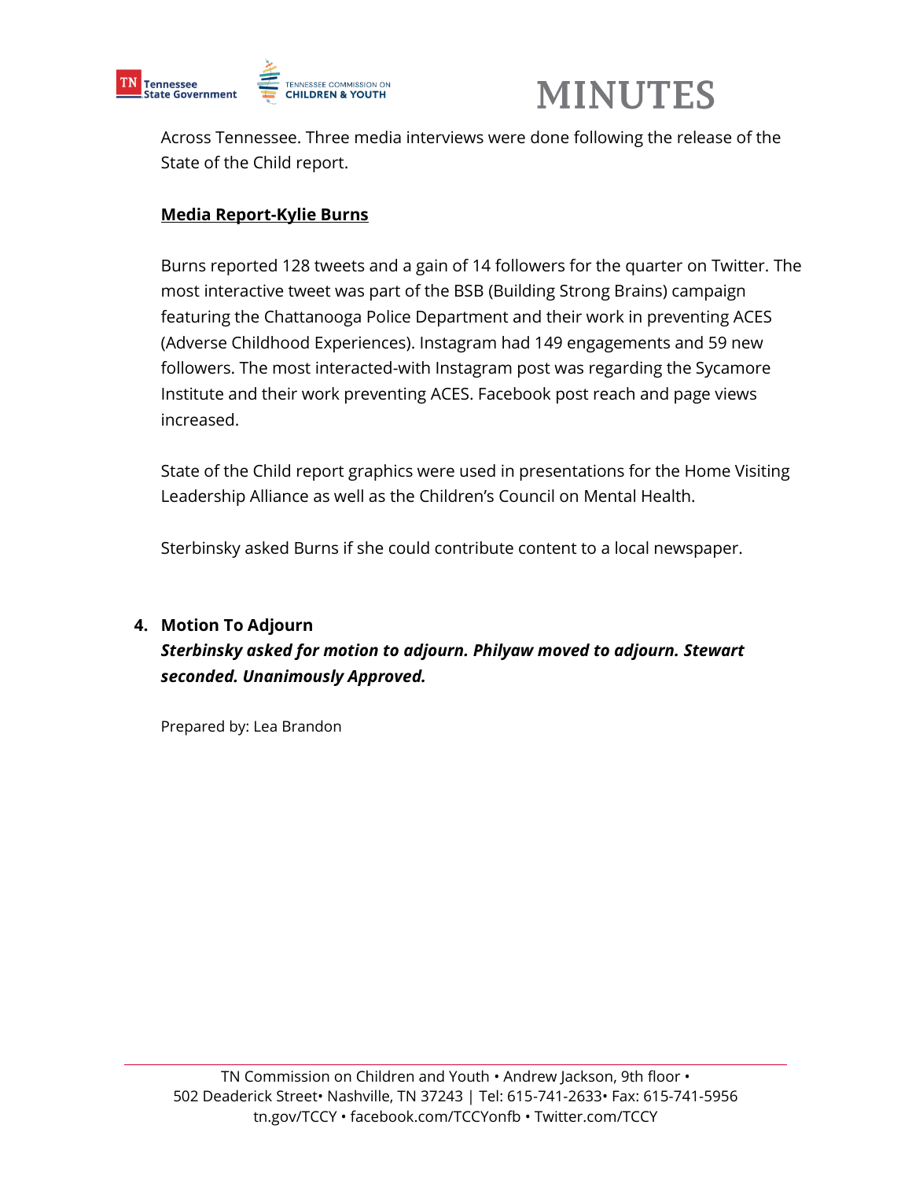Across Tennessee. Three media interviews were done following the release of the State of the Child report.

**Media Report-Kylie Burns**

Burns reported 128 tweets and a gain of 14 followers for the quarter on Twitter. The most interactive tweet was part of the BSB (Building Strong Brains) campaign featuring the Chattanooga Police Department and their work in preventing ACES (Adverse Childhood Experiences). Instagram had 149 engagements and 59 new followers. The most interacted-with Instagram post was regarding the Sycamore Institute and their work preventing ACES. Facebook post reach and page views increased.

State of the Child report graphics were used in presentations for the Home Visiting Leadership Alliance as well as the Children's Council on Mental Health.

Sterbinsky asked Burns if she could contribute content to a local newspaper.

4. **Motion To Adjourn**

***Sterbinsky asked for motion to adjourn. Philyaw moved to adjourn. Stewart seconded. Unanimously Approved.***

Prepared by: Lea Brandon